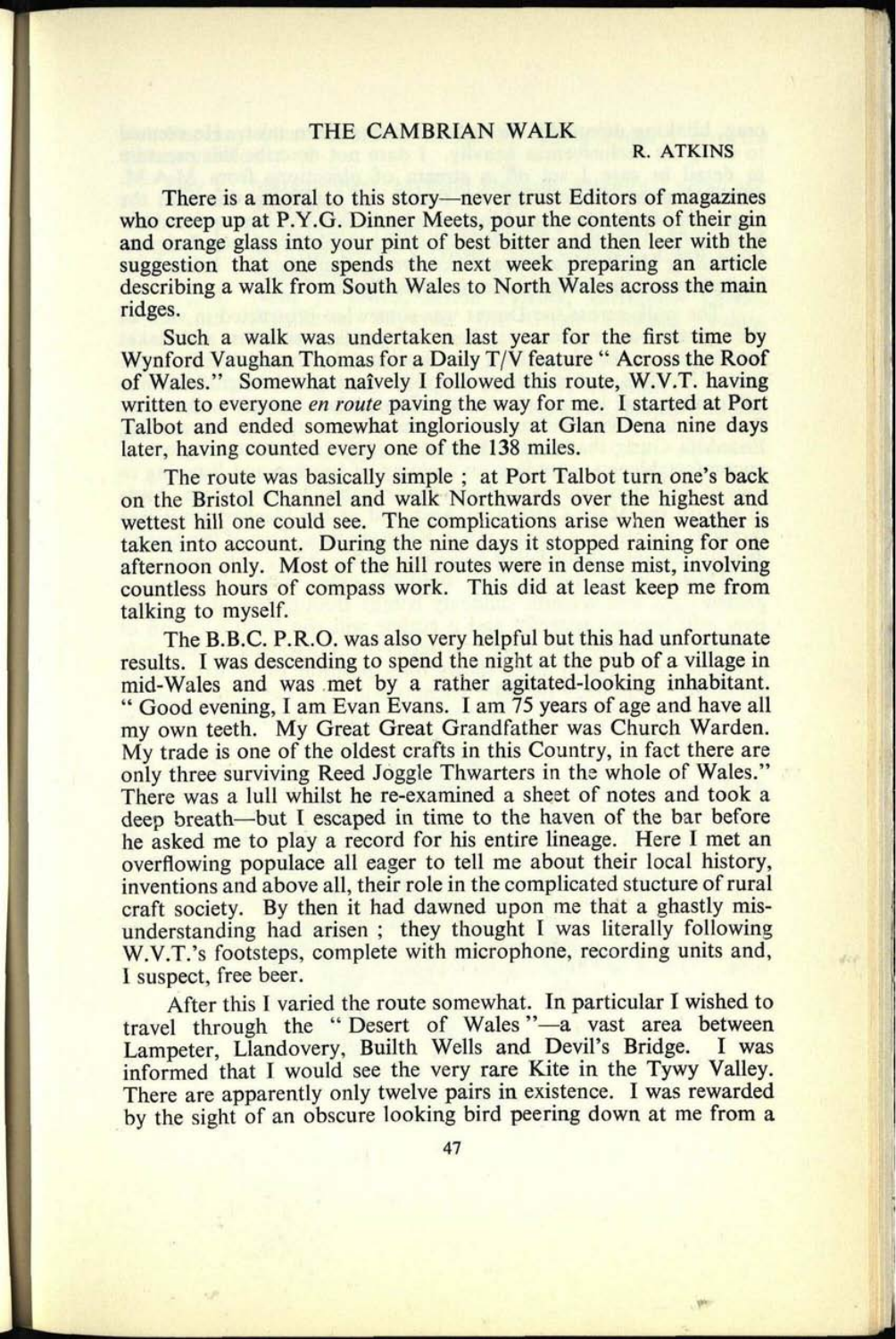# THE CAMBRIAN WALK

R. ATKINS

There is a moral to this story—never trust Editors of magazines who creep up at P.Y.G. Dinner Meets, pour the contents of their gin and orange glass into your pint of best bitter and then leer with the suggestion that one spends the next week preparing an article describing a walk from South Wales to North Wales across the main ridges.

Such a walk was undertaken last year for the first time by Wynford Vaughan Thomas for a Daily T/V feature "Across the Roof of Wales." Somewhat naîvely I followed this route, W.V.T. having written to everyone *en route* paving the way for me. I started at Port Talbot and ended somewhat ingloriously at Glan Dena nine days later, having counted every one of the 138 miles.

The route was basically simple ; at Port Talbot turn one's back on the Bristol Channel and walk Northwards over the highest and wettest hill one could see. The complications arise when weather is taken into account. During the nine days it stopped raining for one afternoon only. Most of the hill routes were in dense mist, involving countless hours of compass work. This did at least keep me from talking to myself.

The B.B.C. P.R.O. was also very helpful but this had unfortunate results. I was descending to spend the night at the pub of a village in mid-Wales and was met by a rather agitated-looking inhabitant. "Good evening, I am Evan Evans. I am 75 years of age and have all my own teeth. My Great Great Grandfather was Church Warden. My trade is one of the oldest crafts in this Country, in fact there are only three surviving Reed Joggle Thwarters in the whole of Wales." There was a lull whilst he re-examined a sheet of notes and took a deep breath—but I escaped in time to the haven of the bar before he asked me to play a record for his entire lineage. Here I met an overflowing populace all eager to tell me about their local history, inventions and above all, their role in the complicated stucture of rural craft society. By then it had dawned upon me that a ghastly misunderstanding had arisen ; they thought I was literally following W.V.T.'s footsteps, complete with microphone, recording units and, I suspect, free beer.

After this I varied the route somewhat. In particular I wished to travel through the "Desert of Wales"—a vast area between Lampeter, Llandovery, Builth Wells and Devil's Bridge. I was informed that I would see the very rare Kite in the Tywy Valley. There are apparently only twelve pairs in existence. I was rewarded by the sight of an obscure looking bird peering down at me from a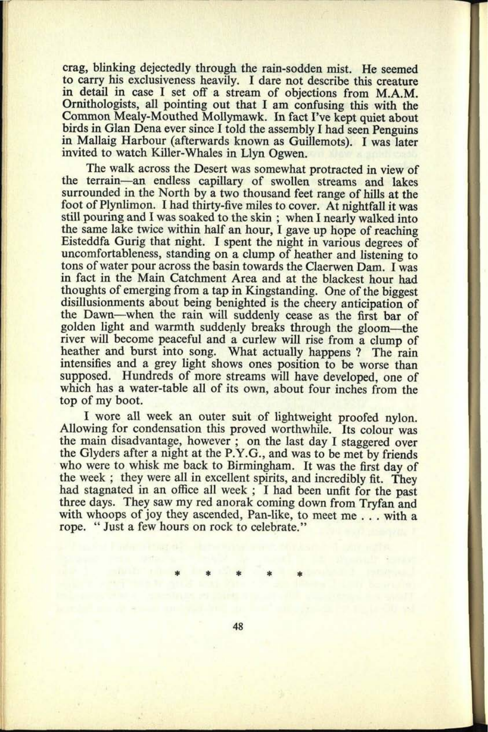crag, blinking dejectedly through the rain-sodden mist. He seemed to carry his exclusiveness heavily. I dare not describe this creature in detail in case I set off a stream of objections from M.A.M. Ornithologists, all pointing out that I am confusing this with the Common Mealy-Mouthed Mollymawk. In fact I've kept quiet about birds in Glan Dena ever since I told the assembly I had seen Penguins in Mallaig Harbour (afterwards known as Guillemots). I was later invited to watch Killer-Whales in Llyn Ogwen.

The walk across the Desert was somewhat protracted in view of the terrain—an endless capillary of swollen streams and lakes surrounded in the North by a two thousand feet range of hills at the foot of Plynlimon. I had thirty-five miles to cover. At nightfall it was still pouring and I was soaked to the skin ; when I nearly walked into the same lake twice within half an hour, I gave up hope of reaching Eisteddfa Gurig that night. I spent the night in various degrees of uncomfortableness, standing on a clump of heather and listening to tons of water pour across the basin towards the Claerwen Dam. I was in fact in the Main Catchment Area and at the blackest hour had thoughts of emerging from a tap in Kingstanding. One of the biggest disillusionments about being benighted is the cheery anticipation of the Dawn—when the rain will suddenly cease as the first bar of golden light and warmth suddenly breaks through the gloom—the river will become peaceful and a curlew will rise from a clump of heather and burst into song. What actually happens ? The rain intensifies and a grey light shows ones position to be worse than supposed. Hundreds of more streams will have developed, one of which has a water-table all of its own, about four inches from the top of my boot.

I wore all week an outer suit of lightweight proofed nylon. Allowing for condensation this proved worthwhile. Its colour was the main disadvantage, however ; on the last day I staggered over the Glyders after a night at the P.Y.G., and was to be met by friends who were to whisk me back to Birmingham. It was the first day of the week ; they were all in excellent spirits, and incredibly fit. They had stagnated in an office all week ; I had been unfit for the past three days. They saw my red anorak coming down from Tryfan and with whoops of joy they ascended, Pan-like, to meet me . . . with a rope. " Just a few hours on rock to celebrate."

\* \* \* \* \*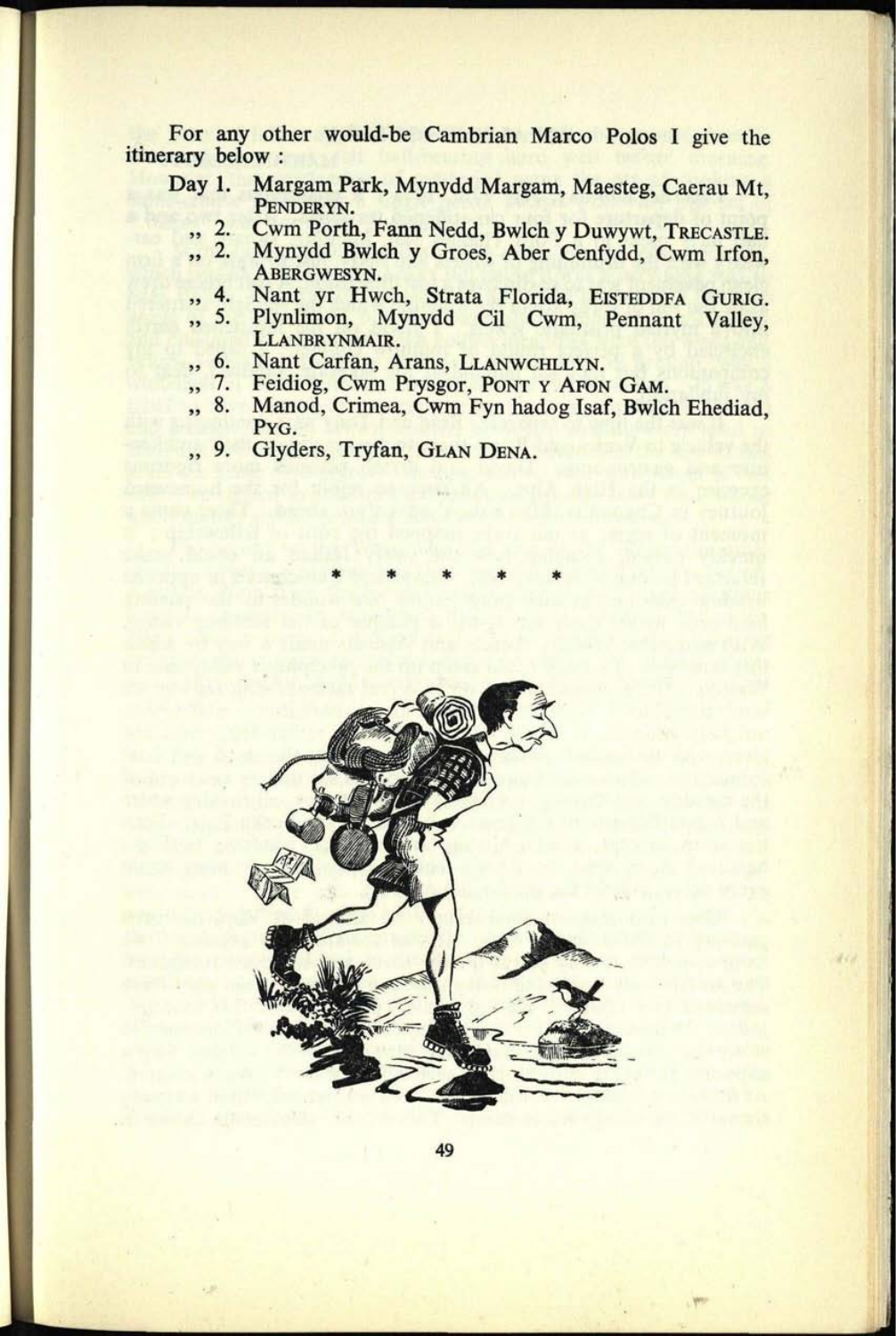For any other would-be Cambrian Marco Polos I give the itinerary below :

Day 1. Margam Park, Mynydd Margam, Maesteg, Caerau Mt, PENDERYN.

,, 2. Cwm Porth, Fann Nedd, Bwlch y Duwywt, TRECASTLE.

,, 2. Mynydd Bwlch y Groes, Aber Cenfydd, Cwm Irfon, ABERGWESYN.

,, 4. Nant yr Hwch, Strata Florida, EISTEDDFA GURIG.

,, 5. Plynlimon, Mynydd Cil Cwm, Pennant Valley, LLANBRYNMAIR.

,, 6. Nant Carfan, Arans, LLANWCHLLYN.

,, 7. Feidiog, Cwm Prysgor, PONT Y AFON GAM.

,, 8. Manod, Crimea, Cwm Fyn hadog Isaf, Bwlch Ehediad, PYG.

,, 9. Glyders, Tryfan, GLAN DENA.

\* \* \* \* \*